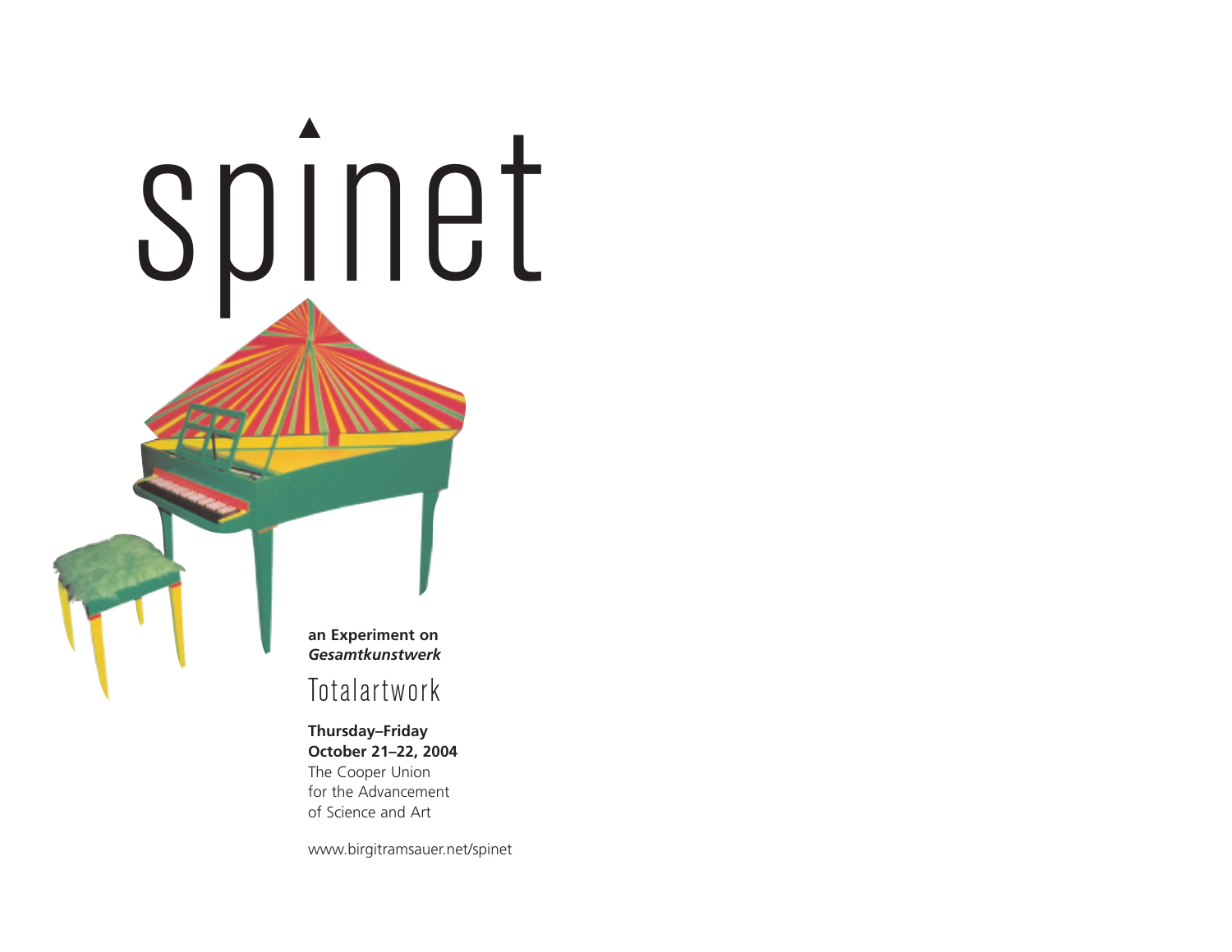# spinet

**an Experiment on**
***Gesamtkunstwerk***

## Totalartwork

**Thursday–Friday**
**October 21–22, 2004**
The Cooper Union
for the Advancement
of Science and Art

www.birgitramsauer.net/spinet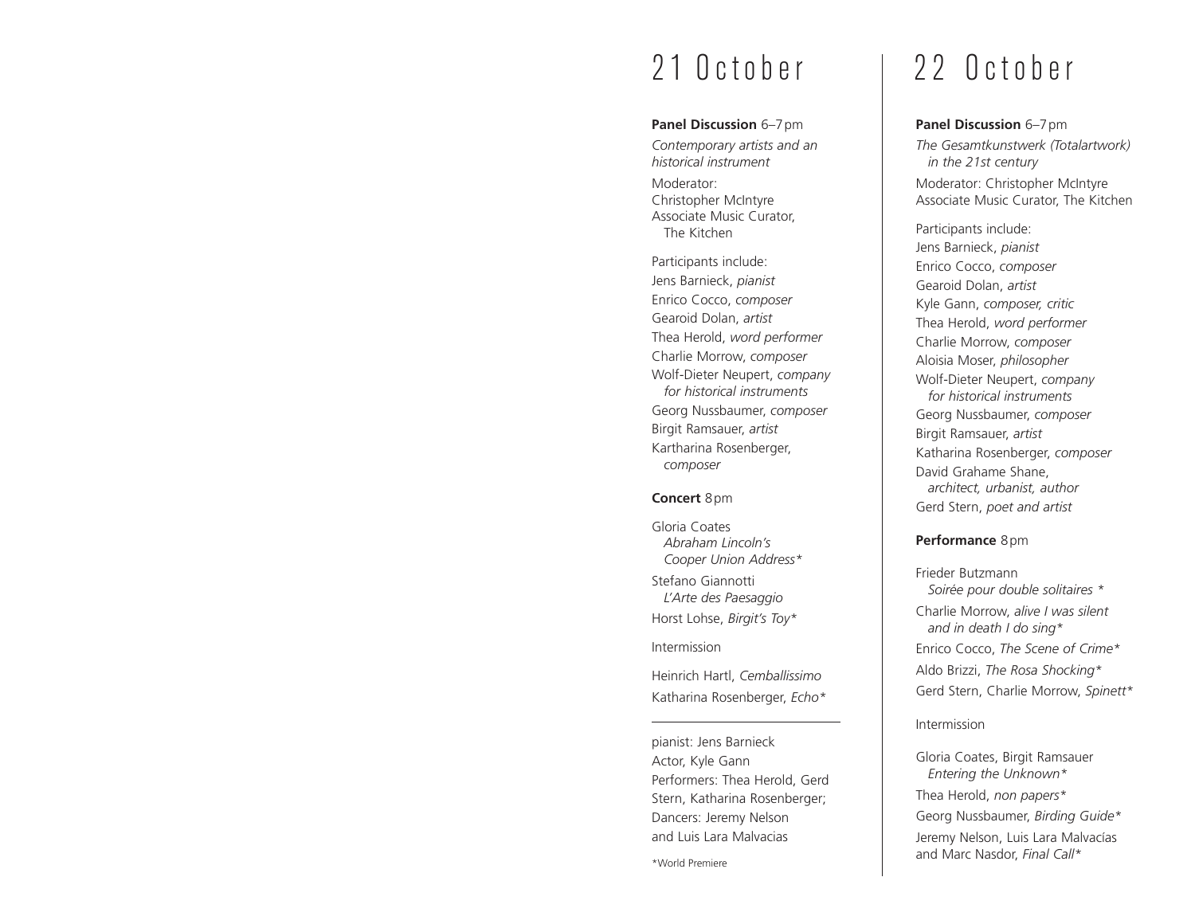# 21 October

**Panel Discussion** 6–7 pm

*Contemporary artists and an historical instrument*

Moderator:
Christopher McIntyre
Associate Music Curator, The Kitchen

Participants include:
Jens Barnieck, *pianist*
Enrico Cocco, *composer*
Gearoid Dolan, *artist*
Thea Herold, *word performer*
Charlie Morrow, *composer*
Wolf-Dieter Neupert, *company for historical instruments*
Georg Nussbaumer, *composer*
Birgit Ramsauer, *artist*
Kartharina Rosenberger, *composer*

**Concert** 8 pm

Gloria Coates
*Abraham Lincoln's Cooper Union Address**

Stefano Giannotti
*L'Arte des Paesaggio*

Horst Lohse, *Birgit's Toy**

Intermission

Heinrich Hartl, *Cemballissimo*

Katharina Rosenberger, *Echo**

---

pianist: Jens Barnieck
Actor, Kyle Gann
Performers: Thea Herold, Gerd Stern, Katharina Rosenberger;
Dancers: Jeremy Nelson and Luis Lara Malvacias

*World Premiere

# 22 October

**Panel Discussion** 6–7 pm

*The Gesamtkunstwerk (Totalartwork) in the 21st century*

Moderator: Christopher McIntyre
Associate Music Curator, The Kitchen

Participants include:
Jens Barnieck, *pianist*
Enrico Cocco, *composer*
Gearoid Dolan, *artist*
Kyle Gann, *composer, critic*
Thea Herold, *word performer*
Charlie Morrow, *composer*
Aloisia Moser, *philosopher*
Wolf-Dieter Neupert, *company for historical instruments*
Georg Nussbaumer, *composer*
Birgit Ramsauer, *artist*
Katharina Rosenberger, *composer*
David Grahame Shane, *architect, urbanist, author*
Gerd Stern, *poet and artist*

**Performance** 8 pm

Frieder Butzmann
*Soirée pour double solitaires **

Charlie Morrow, *alive I was silent and in death I do sing**

Enrico Cocco, *The Scene of Crime**

Aldo Brizzi, *The Rosa Shocking**

Gerd Stern, Charlie Morrow, *Spinett**

Intermission

Gloria Coates, Birgit Ramsauer
*Entering the Unknown**

Thea Herold, *non papers**

Georg Nussbaumer, *Birding Guide**

Jeremy Nelson, Luis Lara Malvacías and Marc Nasdor, *Final Call**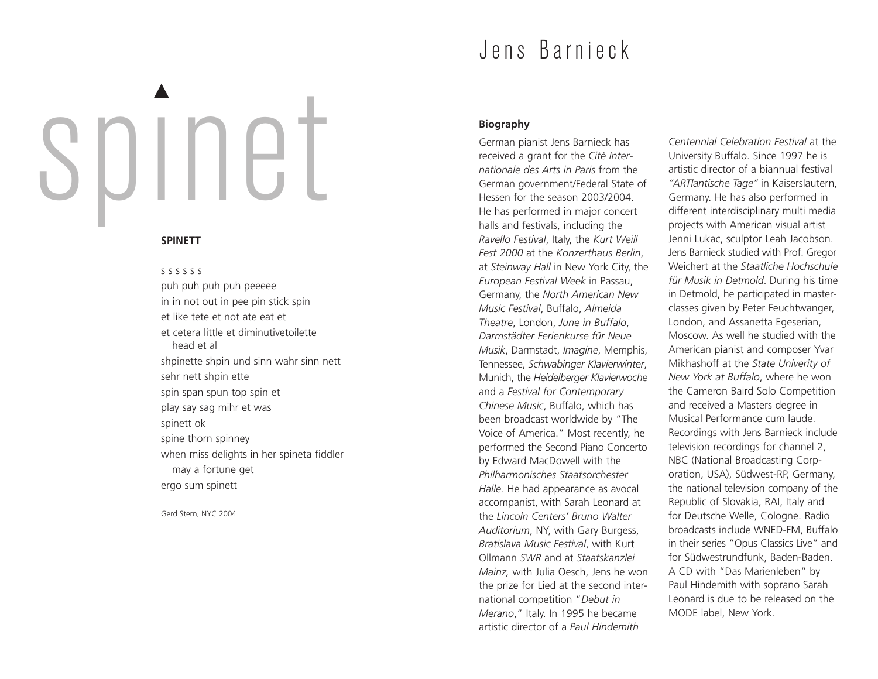# spinet

**SPINETT**

s s s s s s  
puh puh puh puh peeeee  
in in not out in pee pin stick spin  
et like tete et not ate eat et  
et cetera little et diminutivetoilette  
  head et al  
shpinette shpin und sinn wahr sinn nett  
sehr nett shpin ette  
spin span spun top spin et  
play say sag mihr et was  
spinett ok  
spine thorn spinney  
when miss delights in her spineta fiddler  
  may a fortune get  
ergo sum spinett

Gerd Stern, NYC 2004

# Jens Barnieck

**Biography**

German pianist Jens Barnieck has received a grant for the *Cité Internationale des Arts in Paris* from the German government/Federal State of Hessen for the season 2003/2004. He has performed in major concert halls and festivals, including the *Ravello Festival*, Italy, the *Kurt Weill Fest 2000* at the *Konzerthaus Berlin*, at *Steinway Hall* in New York City, the *European Festival Week* in Passau, Germany, the *North American New Music Festival*, Buffalo, *Almeida Theatre*, London, *June in Buffalo*, *Darmstädter Ferienkurse für Neue Musik*, Darmstadt, *Imagine*, Memphis, Tennessee, *Schwabinger Klavierwinter*, Munich, the *Heidelberger Klavierwoche* and a *Festival for Contemporary Chinese Music*, Buffalo, which has been broadcast worldwide by "The Voice of America." Most recently, he performed the Second Piano Concerto by Edward MacDowell with the *Philharmonisches Staatsorchester Halle.* He had appearance as avocal accompanist, with Sarah Leonard at the *Lincoln Centers' Bruno Walter Auditorium*, NY, with Gary Burgess, *Bratislava Music Festival*, with Kurt Ollmann *SWR* and at *Staatskanzlei Mainz,* with Julia Oesch, Jens he won the prize for Lied at the second international competition "*Debut in Merano*," Italy. In 1995 he became artistic director of a *Paul Hindemith Centennial Celebration Festival* at the University Buffalo. Since 1997 he is artistic director of a biannual festival *"ARTlantische Tage"* in Kaiserslautern, Germany. He has also performed in different interdisciplinary multi media projects with American visual artist Jenni Lukac, sculptor Leah Jacobson. Jens Barnieck studied with Prof. Gregor Weichert at the *Staatliche Hochschule für Musik in Detmold*. During his time in Detmold, he participated in masterclasses given by Peter Feuchtwanger, London, and Assanetta Egeserian, Moscow. As well he studied with the American pianist and composer Yvar Mikhashoff at the *State Univerity of New York at Buffalo*, where he won the Cameron Baird Solo Competition and received a Masters degree in Musical Performance cum laude. Recordings with Jens Barnieck include television recordings for channel 2, NBC (National Broadcasting Corporation, USA), Südwest-RP, Germany, the national television company of the Republic of Slovakia, RAI, Italy and for Deutsche Welle, Cologne. Radio broadcasts include WNED-FM, Buffalo in their series "Opus Classics Live" and for Südwestrundfunk, Baden-Baden. A CD with "Das Marienleben" by Paul Hindemith with soprano Sarah Leonard is due to be released on the MODE label, New York.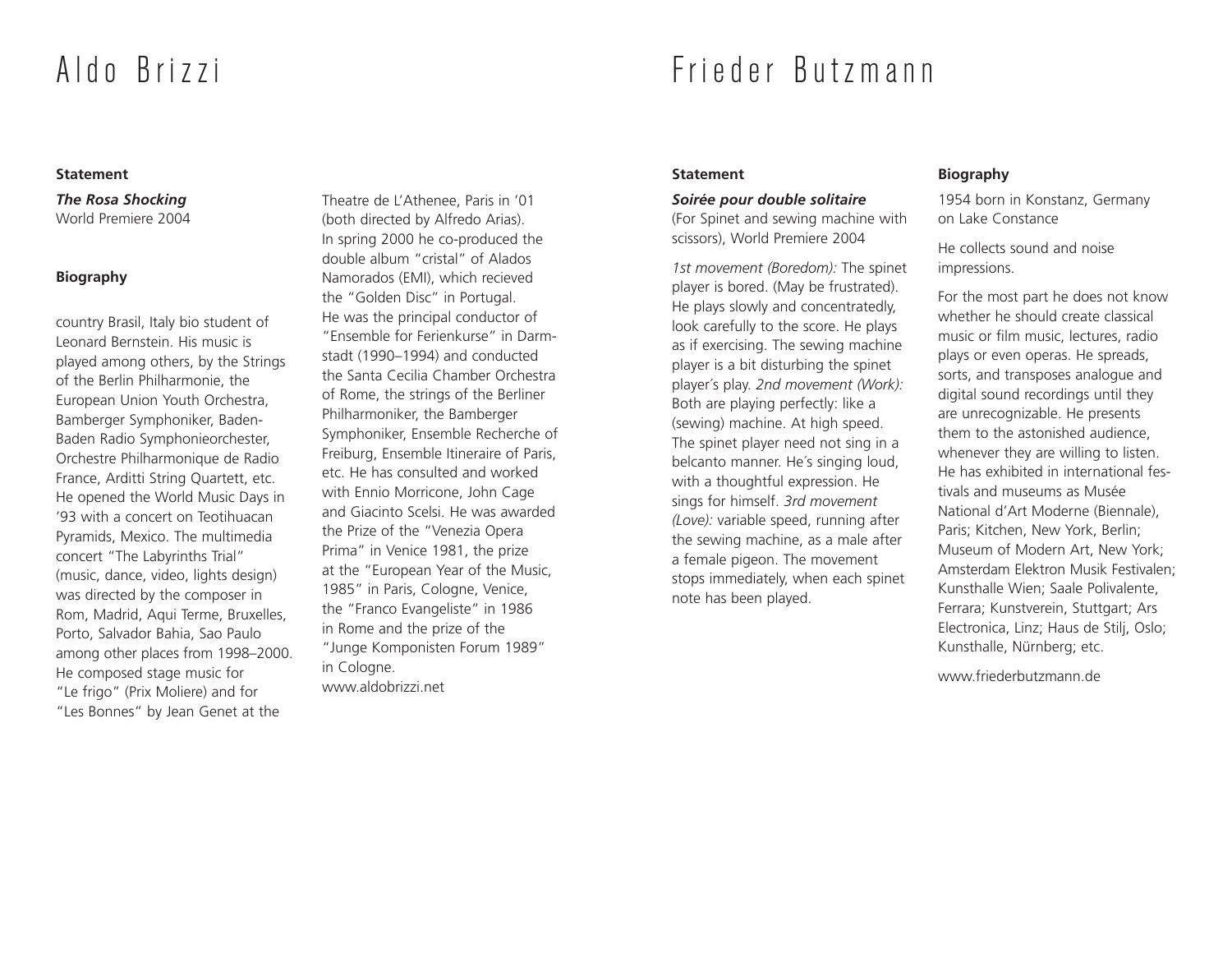# Aldo Brizzi

### Statement

***The Rosa Shocking***
World Premiere 2004

### Biography

country Brasil, Italy bio student of Leonard Bernstein. His music is played among others, by the Strings of the Berlin Philharmonie, the European Union Youth Orchestra, Bamberger Symphoniker, Baden-Baden Radio Symphonieorchester, Orchestre Philharmonique de Radio France, Arditti String Quartett, etc. He opened the World Music Days in '93 with a concert on Teotihuacan Pyramids, Mexico. The multimedia concert "The Labyrinths Trial" (music, dance, video, lights design) was directed by the composer in Rom, Madrid, Aqui Terme, Bruxelles, Porto, Salvador Bahia, Sao Paulo among other places from 1998–2000. He composed stage music for "Le frigo" (Prix Moliere) and for "Les Bonnes" by Jean Genet at the Theatre de L'Athenee, Paris in '01 (both directed by Alfredo Arias). In spring 2000 he co-produced the double album "cristal" of Alados Namorados (EMI), which recieved the "Golden Disc" in Portugal. He was the principal conductor of "Ensemble for Ferienkurse" in Darmstadt (1990–1994) and conducted the Santa Cecilia Chamber Orchestra of Rome, the strings of the Berliner Philharmoniker, the Bamberger Symphoniker, Ensemble Recherche of Freiburg, Ensemble Itineraire of Paris, etc. He has consulted and worked with Ennio Morricone, John Cage and Giacinto Scelsi. He was awarded the Prize of the "Venezia Opera Prima" in Venice 1981, the prize at the "European Year of the Music, 1985" in Paris, Cologne, Venice, the "Franco Evangeliste" in 1986 in Rome and the prize of the "Junge Komponisten Forum 1989" in Cologne.
www.aldobrizzi.net

# Frieder Butzmann

### Statement

***Soirée pour double solitaire***
(For Spinet and sewing machine with scissors), World Premiere 2004

*1st movement (Boredom):* The spinet player is bored. (May be frustrated). He plays slowly and concentratedly, look carefully to the score. He plays as if exercising. The sewing machine player is a bit disturbing the spinet player´s play. *2nd movement (Work):* Both are playing perfectly: like a (sewing) machine. At high speed. The spinet player need not sing in a belcanto manner. He´s singing loud, with a thoughtful expression. He sings for himself. *3rd movement (Love):* variable speed, running after the sewing machine, as a male after a female pigeon. The movement stops immediately, when each spinet note has been played.

### Biography

1954 born in Konstanz, Germany on Lake Constance

He collects sound and noise impressions.

For the most part he does not know whether he should create classical music or film music, lectures, radio plays or even operas. He spreads, sorts, and transposes analogue and digital sound recordings until they are unrecognizable. He presents them to the astonished audience, whenever they are willing to listen. He has exhibited in international festivals and museums as Musée National d'Art Moderne (Biennale), Paris; Kitchen, New York, Berlin; Museum of Modern Art, New York; Amsterdam Elektron Musik Festivalen; Kunsthalle Wien; Saale Polivalente, Ferrara; Kunstverein, Stuttgart; Ars Electronica, Linz; Haus de Stilj, Oslo; Kunsthalle, Nürnberg; etc.

www.friederbutzmann.de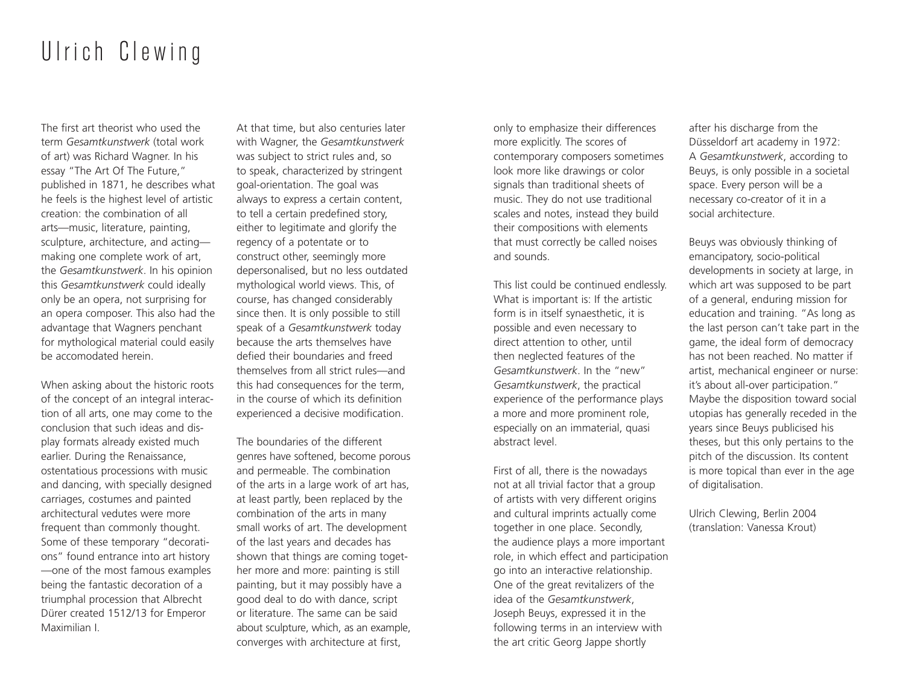# Ulrich Clewing

The first art theorist who used the term *Gesamtkunstwerk* (total work of art) was Richard Wagner. In his essay "The Art Of The Future," published in 1871, he describes what he feels is the highest level of artistic creation: the combination of all arts—music, literature, painting, sculpture, architecture, and acting—making one complete work of art, the *Gesamtkunstwerk*. In his opinion this *Gesamtkunstwerk* could ideally only be an opera, not surprising for an opera composer. This also had the advantage that Wagners penchant for mythological material could easily be accomodated herein.

When asking about the historic roots of the concept of an integral interaction of all arts, one may come to the conclusion that such ideas and display formats already existed much earlier. During the Renaissance, ostentatious processions with music and dancing, with specially designed carriages, costumes and painted architectural vedutes were more frequent than commonly thought. Some of these temporary "decorations" found entrance into art history—one of the most famous examples being the fantastic decoration of a triumphal procession that Albrecht Dürer created 1512/13 for Emperor Maximilian I.

At that time, but also centuries later with Wagner, the *Gesamtkunstwerk* was subject to strict rules and, so to speak, characterized by stringent goal-orientation. The goal was always to express a certain content, to tell a certain predefined story, either to legitimate and glorify the regency of a potentate or to construct other, seemingly more depersonalised, but no less outdated mythological world views. This, of course, has changed considerably since then. It is only possible to still speak of a *Gesamtkunstwerk* today because the arts themselves have defied their boundaries and freed themselves from all strict rules—and this had consequences for the term, in the course of which its definition experienced a decisive modification.

The boundaries of the different genres have softened, become porous and permeable. The combination of the arts in a large work of art has, at least partly, been replaced by the combination of the arts in many small works of art. The development of the last years and decades has shown that things are coming together more and more: painting is still painting, but it may possibly have a good deal to do with dance, script or literature. The same can be said about sculpture, which, as an example, converges with architecture at first, only to emphasize their differences more explicitly. The scores of contemporary composers sometimes look more like drawings or color signals than traditional sheets of music. They do not use traditional scales and notes, instead they build their compositions with elements that must correctly be called noises and sounds.

This list could be continued endlessly. What is important is: If the artistic form is in itself synaesthetic, it is possible and even necessary to direct attention to other, until then neglected features of the *Gesamtkunstwerk*. In the "new" *Gesamtkunstwerk*, the practical experience of the performance plays a more and more prominent role, especially on an immaterial, quasi abstract level.

First of all, there is the nowadays not at all trivial factor that a group of artists with very different origins and cultural imprints actually come together in one place. Secondly, the audience plays a more important role, in which effect and participation go into an interactive relationship. One of the great revitalizers of the idea of the *Gesamtkunstwerk*, Joseph Beuys, expressed it in the following terms in an interview with the art critic Georg Jappe shortly after his discharge from the Düsseldorf art academy in 1972: A *Gesamtkunstwerk*, according to Beuys, is only possible in a societal space. Every person will be a necessary co-creator of it in a social architecture.

Beuys was obviously thinking of emancipatory, socio-political developments in society at large, in which art was supposed to be part of a general, enduring mission for education and training. "As long as the last person can't take part in the game, the ideal form of democracy has not been reached. No matter if artist, mechanical engineer or nurse: it's about all-over participation." Maybe the disposition toward social utopias has generally receded in the years since Beuys publicised his theses, but this only pertains to the pitch of the discussion. Its content is more topical than ever in the age of digitalisation.

Ulrich Clewing, Berlin 2004
(translation: Vanessa Krout)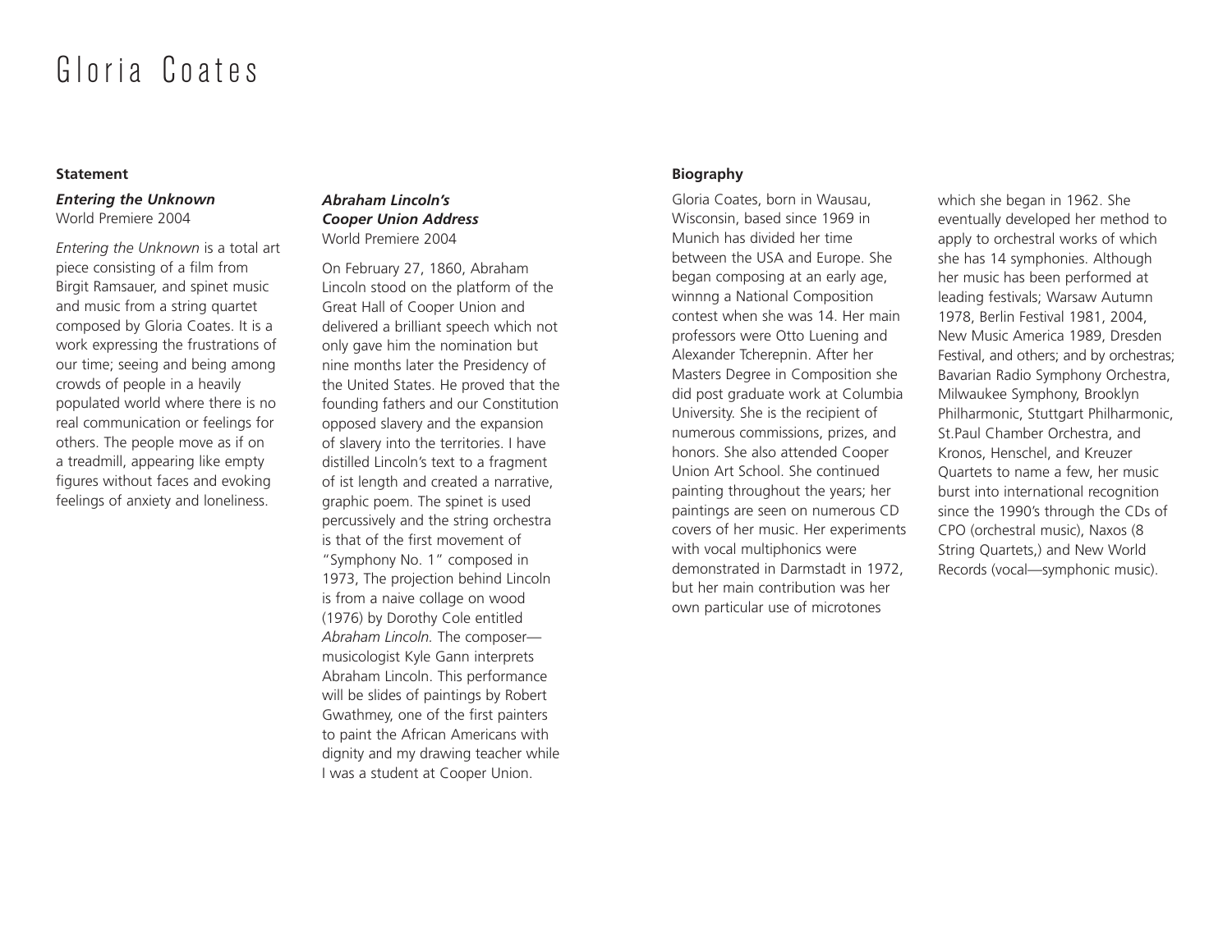# Gloria Coates

## Statement

***Entering the Unknown***
World Premiere 2004

*Entering the Unknown* is a total art piece consisting of a film from Birgit Ramsauer, and spinet music and music from a string quartet composed by Gloria Coates. It is a work expressing the frustrations of our time; seeing and being among crowds of people in a heavily populated world where there is no real communication or feelings for others. The people move as if on a treadmill, appearing like empty figures without faces and evoking feelings of anxiety and loneliness.

***Abraham Lincoln's Cooper Union Address***
World Premiere 2004

On February 27, 1860, Abraham Lincoln stood on the platform of the Great Hall of Cooper Union and delivered a brilliant speech which not only gave him the nomination but nine months later the Presidency of the United States. He proved that the founding fathers and our Constitution opposed slavery and the expansion of slavery into the territories. I have distilled Lincoln's text to a fragment of ist length and created a narrative, graphic poem. The spinet is used percussively and the string orchestra is that of the first movement of "Symphony No. 1" composed in 1973, The projection behind Lincoln is from a naive collage on wood (1976) by Dorothy Cole entitled *Abraham Lincoln.* The composer—musicologist Kyle Gann interprets Abraham Lincoln. This performance will be slides of paintings by Robert Gwathmey, one of the first painters to paint the African Americans with dignity and my drawing teacher while I was a student at Cooper Union.

## Biography

Gloria Coates, born in Wausau, Wisconsin, based since 1969 in Munich has divided her time between the USA and Europe. She began composing at an early age, winnng a National Composition contest when she was 14. Her main professors were Otto Luening and Alexander Tcherepnin. After her Masters Degree in Composition she did post graduate work at Columbia University. She is the recipient of numerous commissions, prizes, and honors. She also attended Cooper Union Art School. She continued painting throughout the years; her paintings are seen on numerous CD covers of her music. Her experiments with vocal multiphonics were demonstrated in Darmstadt in 1972, but her main contribution was her own particular use of microtones which she began in 1962. She eventually developed her method to apply to orchestral works of which she has 14 symphonies. Although her music has been performed at leading festivals; Warsaw Autumn 1978, Berlin Festival 1981, 2004, New Music America 1989, Dresden Festival, and others; and by orchestras; Bavarian Radio Symphony Orchestra, Milwaukee Symphony, Brooklyn Philharmonic, Stuttgart Philharmonic, St.Paul Chamber Orchestra, and Kronos, Henschel, and Kreuzer Quartets to name a few, her music burst into international recognition since the 1990's through the CDs of CPO (orchestral music), Naxos (8 String Quartets,) and New World Records (vocal—symphonic music).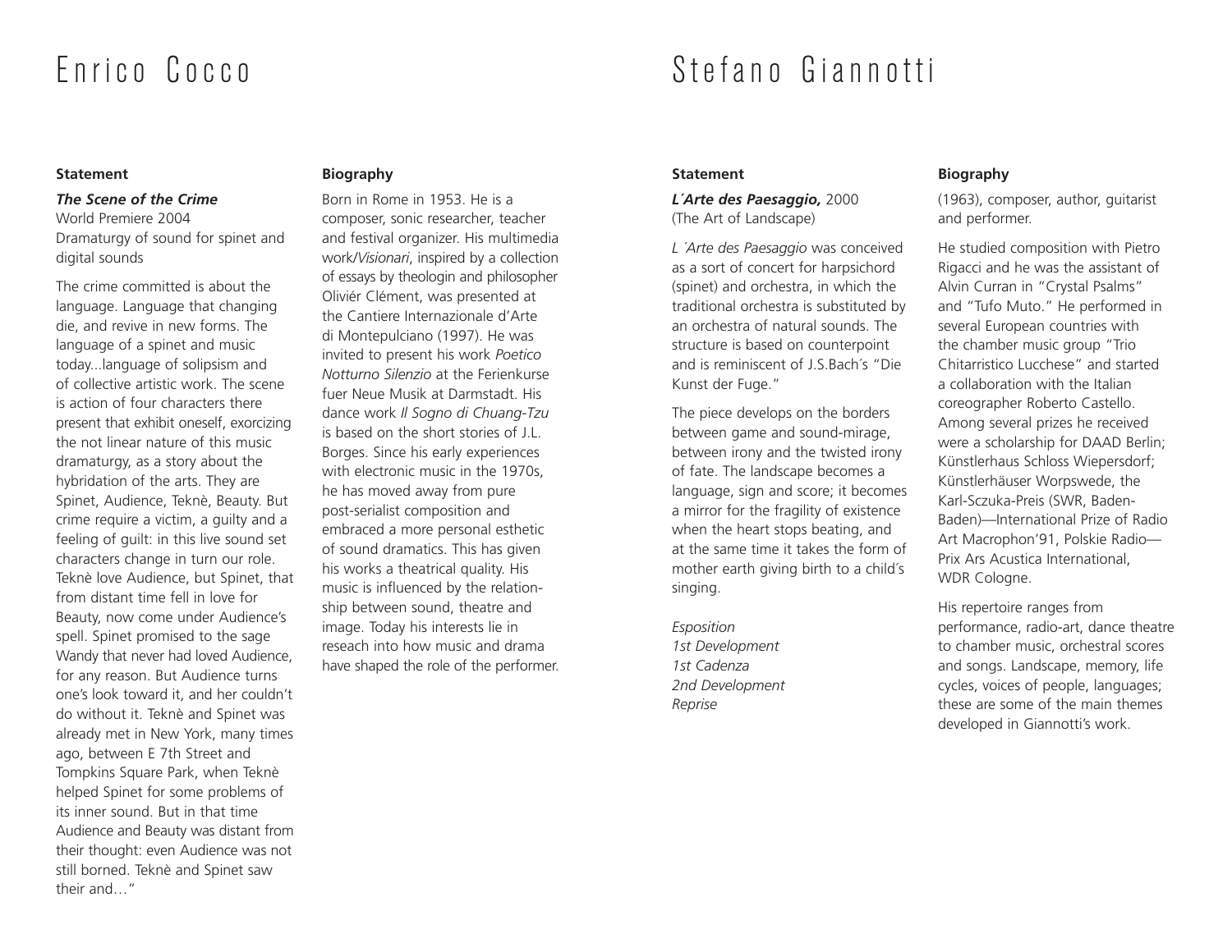# Enrico Cocco

### Statement

***The Scene of the Crime***
World Premiere 2004
Dramaturgy of sound for spinet and digital sounds

The crime committed is about the language. Language that changing die, and revive in new forms. The language of a spinet and music today...language of solipsism and of collective artistic work. The scene is action of four characters there present that exhibit oneself, exorcizing the not linear nature of this music dramaturgy, as a story about the hybridation of the arts. They are Spinet, Audience, Teknè, Beauty. But crime require a victim, a guilty and a feeling of guilt: in this live sound set characters change in turn our role. Teknè love Audience, but Spinet, that from distant time fell in love for Beauty, now come under Audience's spell. Spinet promised to the sage Wandy that never had loved Audience, for any reason. But Audience turns one's look toward it, and her couldn't do without it. Teknè and Spinet was already met in New York, many times ago, between E 7th Street and Tompkins Square Park, when Teknè helped Spinet for some problems of its inner sound. But in that time Audience and Beauty was distant from their thought: even Audience was not still borned. Teknè and Spinet saw their and…"

### Biography

Born in Rome in 1953. He is a composer, sonic researcher, teacher and festival organizer. His multimedia work/*Visionari*, inspired by a collection of essays by theologin and philosopher Oliviér Clément, was presented at the Cantiere Internazionale d'Arte di Montepulciano (1997). He was invited to present his work *Poetico Notturno Silenzio* at the Ferienkurse fuer Neue Musik at Darmstadt. His dance work *Il Sogno di Chuang-Tzu* is based on the short stories of J.L. Borges. Since his early experiences with electronic music in the 1970s, he has moved away from pure post-serialist composition and embraced a more personal esthetic of sound dramatics. This has given his works a theatrical quality. His music is influenced by the relationship between sound, theatre and image. Today his interests lie in reseach into how music and drama have shaped the role of the performer.

# Stefano Giannotti

### Statement

***L´Arte des Paesaggio,*** 2000
(The Art of Landscape)

*L ´Arte des Paesaggio* was conceived as a sort of concert for harpsichord (spinet) and orchestra, in which the traditional orchestra is substituted by an orchestra of natural sounds. The structure is based on counterpoint and is reminiscent of J.S.Bach´s "Die Kunst der Fuge."

The piece develops on the borders between game and sound-mirage, between irony and the twisted irony of fate. The landscape becomes a language, sign and score; it becomes a mirror for the fragility of existence when the heart stops beating, and at the same time it takes the form of mother earth giving birth to a child´s singing.

*Esposition*
*1st Development*
*1st Cadenza*
*2nd Development*
*Reprise*

### Biography

(1963), composer, author, guitarist and performer.

He studied composition with Pietro Rigacci and he was the assistant of Alvin Curran in "Crystal Psalms" and "Tufo Muto." He performed in several European countries with the chamber music group "Trio Chitarristico Lucchese" and started a collaboration with the Italian coreographer Roberto Castello. Among several prizes he received were a scholarship for DAAD Berlin; Künstlerhaus Schloss Wiepersdorf; Künstlerhäuser Worpswede, the Karl-Sczuka-Preis (SWR, Baden-Baden)—International Prize of Radio Art Macrophon'91, Polskie Radio—Prix Ars Acustica International, WDR Cologne.

His repertoire ranges from performance, radio-art, dance theatre to chamber music, orchestral scores and songs. Landscape, memory, life cycles, voices of people, languages; these are some of the main themes developed in Giannotti's work.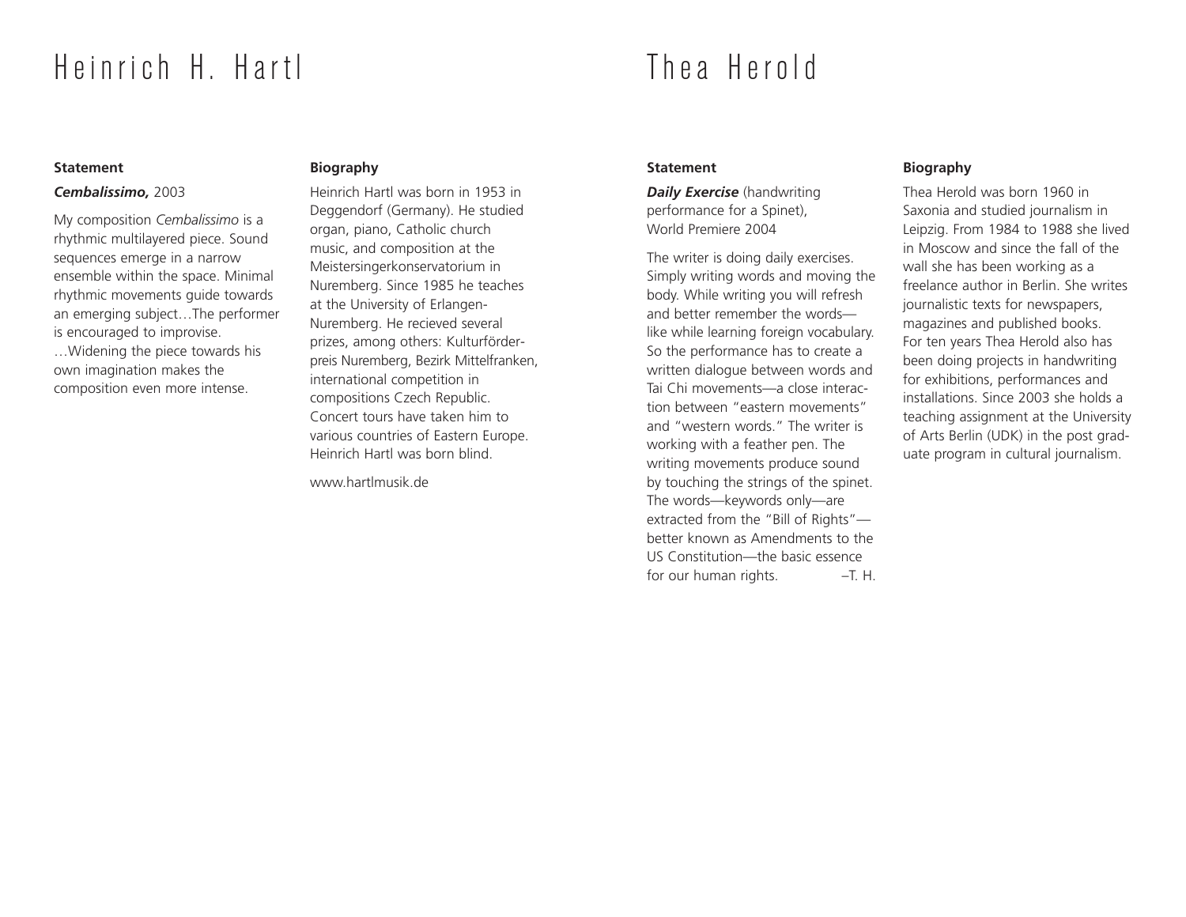# Heinrich H. Hartl

### Statement

***Cembalissimo,*** 2003

My composition *Cembalissimo* is a rhythmic multilayered piece. Sound sequences emerge in a narrow ensemble within the space. Minimal rhythmic movements guide towards an emerging subject…The performer is encouraged to improvise. …Widening the piece towards his own imagination makes the composition even more intense.

### Biography

Heinrich Hartl was born in 1953 in Deggendorf (Germany). He studied organ, piano, Catholic church music, and composition at the Meistersingerkonservatorium in Nuremberg. Since 1985 he teaches at the University of Erlangen-Nuremberg. He recieved several prizes, among others: Kulturförderpreis Nuremberg, Bezirk Mittelfranken, international competition in compositions Czech Republic. Concert tours have taken him to various countries of Eastern Europe. Heinrich Hartl was born blind.

www.hartlmusik.de

# Thea Herold

### Statement

***Daily Exercise*** (handwriting performance for a Spinet), World Premiere 2004

The writer is doing daily exercises. Simply writing words and moving the body. While writing you will refresh and better remember the words—like while learning foreign vocabulary. So the performance has to create a written dialogue between words and Tai Chi movements—a close interaction between "eastern movements" and "western words." The writer is working with a feather pen. The writing movements produce sound by touching the strings of the spinet. The words—keywords only—are extracted from the "Bill of Rights"—better known as Amendments to the US Constitution—the basic essence for our human rights. –T. H.

### Biography

Thea Herold was born 1960 in Saxonia and studied journalism in Leipzig. From 1984 to 1988 she lived in Moscow and since the fall of the wall she has been working as a freelance author in Berlin. She writes journalistic texts for newspapers, magazines and published books. For ten years Thea Herold also has been doing projects in handwriting for exhibitions, performances and installations. Since 2003 she holds a teaching assignment at the University of Arts Berlin (UDK) in the post graduate program in cultural journalism.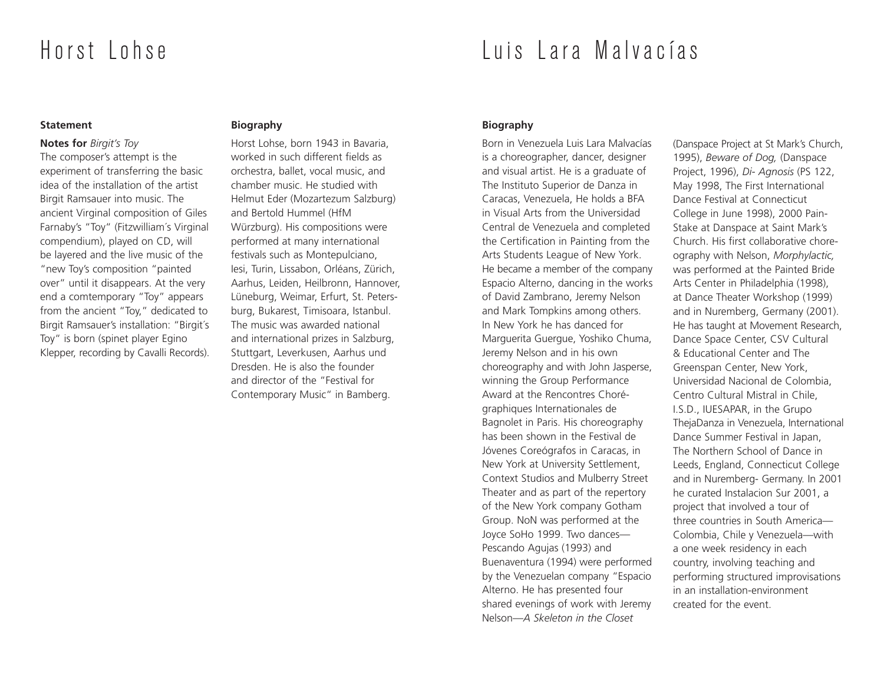# Horst Lohse

## Statement

**Notes for** *Birgit's Toy*
The composer's attempt is the experiment of transferring the basic idea of the installation of the artist Birgit Ramsauer into music. The ancient Virginal composition of Giles Farnaby's "Toy" (Fitzwilliam´s Virginal compendium), played on CD, will be layered and the live music of the "new Toy's composition "painted over" until it disappears. At the very end a comtemporary "Toy" appears from the ancient "Toy," dedicated to Birgit Ramsauer's installation: "Birgit´s Toy" is born (spinet player Egino Klepper, recording by Cavalli Records).

## Biography

Horst Lohse, born 1943 in Bavaria, worked in such different fields as orchestra, ballet, vocal music, and chamber music. He studied with Helmut Eder (Mozartezum Salzburg) and Bertold Hummel (HfM Würzburg). His compositions were performed at many international festivals such as Montepulciano, Iesi, Turin, Lissabon, Orléans, Zürich, Aarhus, Leiden, Heilbronn, Hannover, Lüneburg, Weimar, Erfurt, St. Petersburg, Bukarest, Timisoara, Istanbul. The music was awarded national and international prizes in Salzburg, Stuttgart, Leverkusen, Aarhus und Dresden. He is also the founder and director of the "Festival for Contemporary Music" in Bamberg.

# Luis Lara Malvacías

## Biography

Born in Venezuela Luis Lara Malvacías is a choreographer, dancer, designer and visual artist. He is a graduate of The Instituto Superior de Danza in Caracas, Venezuela, He holds a BFA in Visual Arts from the Universidad Central de Venezuela and completed the Certification in Painting from the Arts Students League of New York. He became a member of the company Espacio Alterno, dancing in the works of David Zambrano, Jeremy Nelson and Mark Tompkins among others. In New York he has danced for Marguerita Guergue, Yoshiko Chuma, Jeremy Nelson and in his own choreography and with John Jasperse, winning the Group Performance Award at the Rencontres Chorégraphiques Internationales de Bagnolet in Paris. His choreography has been shown in the Festival de Jóvenes Coreógrafos in Caracas, in New York at University Settlement, Context Studios and Mulberry Street Theater and as part of the repertory of the New York company Gotham Group. NoN was performed at the Joyce SoHo 1999. Two dances—Pescando Agujas (1993) and Buenaventura (1994) were performed by the Venezuelan company "Espacio Alterno. He has presented four shared evenings of work with Jeremy Nelson—*A Skeleton in the Closet* (Danspace Project at St Mark's Church, 1995), *Beware of Dog,* (Danspace Project, 1996), *Di- Agnosis* (PS 122, May 1998, The First International Dance Festival at Connecticut College in June 1998), 2000 Pain-Stake at Danspace at Saint Mark's Church. His first collaborative choreography with Nelson, *Morphylactic,* was performed at the Painted Bride Arts Center in Philadelphia (1998), at Dance Theater Workshop (1999) and in Nuremberg, Germany (2001). He has taught at Movement Research, Dance Space Center, CSV Cultural & Educational Center and The Greenspan Center, New York, Universidad Nacional de Colombia, Centro Cultural Mistral in Chile, I.S.D., IUESAPAR, in the Grupo ThejaDanza in Venezuela, International Dance Summer Festival in Japan, The Northern School of Dance in Leeds, England, Connecticut College and in Nuremberg- Germany. In 2001 he curated Instalacion Sur 2001, a project that involved a tour of three countries in South America—Colombia, Chile y Venezuela—with a one week residency in each country, involving teaching and performing structured improvisations in an installation-environment created for the event.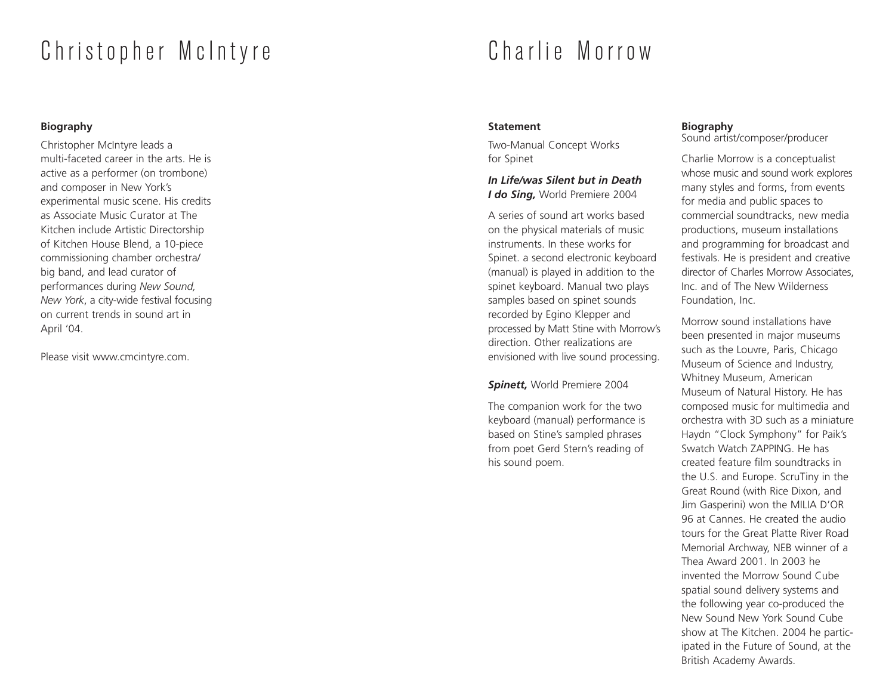# Christopher McIntyre

### Biography

Christopher McIntyre leads a multi-faceted career in the arts. He is active as a performer (on trombone) and composer in New York's experimental music scene. His credits as Associate Music Curator at The Kitchen include Artistic Directorship of Kitchen House Blend, a 10-piece commissioning chamber orchestra/ big band, and lead curator of performances during *New Sound, New York*, a city-wide festival focusing on current trends in sound art in April '04.

Please visit www.cmcintyre.com.

# Charlie Morrow

### Statement

Two-Manual Concept Works for Spinet

***In Life/was Silent but in Death I do Sing,*** World Premiere 2004

A series of sound art works based on the physical materials of music instruments. In these works for Spinet. a second electronic keyboard (manual) is played in addition to the spinet keyboard. Manual two plays samples based on spinet sounds recorded by Egino Klepper and processed by Matt Stine with Morrow's direction. Other realizations are envisioned with live sound processing.

***Spinett,*** World Premiere 2004

The companion work for the two keyboard (manual) performance is based on Stine's sampled phrases from poet Gerd Stern's reading of his sound poem.

### Biography

Sound artist/composer/producer

Charlie Morrow is a conceptualist whose music and sound work explores many styles and forms, from events for media and public spaces to commercial soundtracks, new media productions, museum installations and programming for broadcast and festivals. He is president and creative director of Charles Morrow Associates, Inc. and of The New Wilderness Foundation, Inc.

Morrow sound installations have been presented in major museums such as the Louvre, Paris, Chicago Museum of Science and Industry, Whitney Museum, American Museum of Natural History. He has composed music for multimedia and orchestra with 3D such as a miniature Haydn "Clock Symphony" for Paik's Swatch Watch ZAPPING. He has created feature film soundtracks in the U.S. and Europe. ScruTiny in the Great Round (with Rice Dixon, and Jim Gasperini) won the MILIA D'OR 96 at Cannes. He created the audio tours for the Great Platte River Road Memorial Archway, NEB winner of a Thea Award 2001. In 2003 he invented the Morrow Sound Cube spatial sound delivery systems and the following year co-produced the New Sound New York Sound Cube show at The Kitchen. 2004 he participated in the Future of Sound, at the British Academy Awards.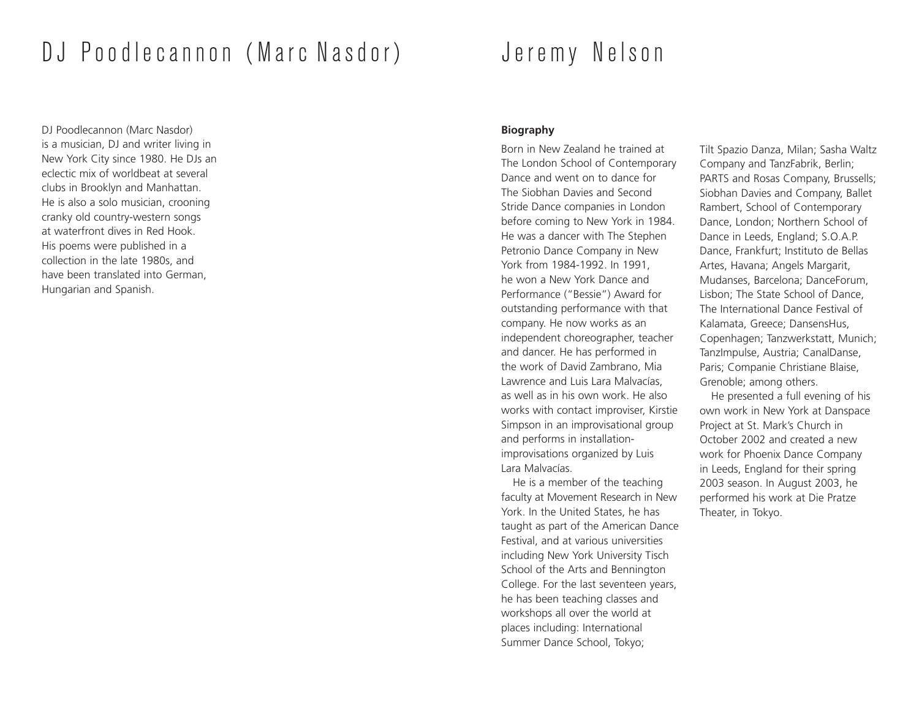# DJ Poodlecannon (Marc Nasdor)

DJ Poodlecannon (Marc Nasdor) is a musician, DJ and writer living in New York City since 1980. He DJs an eclectic mix of worldbeat at several clubs in Brooklyn and Manhattan. He is also a solo musician, crooning cranky old country-western songs at waterfront dives in Red Hook. His poems were published in a collection in the late 1980s, and have been translated into German, Hungarian and Spanish.

# Jeremy Nelson

**Biography**

Born in New Zealand he trained at The London School of Contemporary Dance and went on to dance for The Siobhan Davies and Second Stride Dance companies in London before coming to New York in 1984. He was a dancer with The Stephen Petronio Dance Company in New York from 1984-1992. In 1991, he won a New York Dance and Performance ("Bessie") Award for outstanding performance with that company. He now works as an independent choreographer, teacher and dancer. He has performed in the work of David Zambrano, Mia Lawrence and Luis Lara Malvacías, as well as in his own work. He also works with contact improviser, Kirstie Simpson in an improvisational group and performs in installation-improvisations organized by Luis Lara Malvacías.

He is a member of the teaching faculty at Movement Research in New York. In the United States, he has taught as part of the American Dance Festival, and at various universities including New York University Tisch School of the Arts and Bennington College. For the last seventeen years, he has been teaching classes and workshops all over the world at places including: International Summer Dance School, Tokyo; Tilt Spazio Danza, Milan; Sasha Waltz Company and TanzFabrik, Berlin; PARTS and Rosas Company, Brussells; Siobhan Davies and Company, Ballet Rambert, School of Contemporary Dance, London; Northern School of Dance in Leeds, England; S.O.A.P. Dance, Frankfurt; Instituto de Bellas Artes, Havana; Angels Margarit, Mudanses, Barcelona; DanceForum, Lisbon; The State School of Dance, The International Dance Festival of Kalamata, Greece; DansensHus, Copenhagen; Tanzwerkstatt, Munich; TanzImpulse, Austria; CanalDanse, Paris; Companie Christiane Blaise, Grenoble; among others.

He presented a full evening of his own work in New York at Danspace Project at St. Mark's Church in October 2002 and created a new work for Phoenix Dance Company in Leeds, England for their spring 2003 season. In August 2003, he performed his work at Die Pratze Theater, in Tokyo.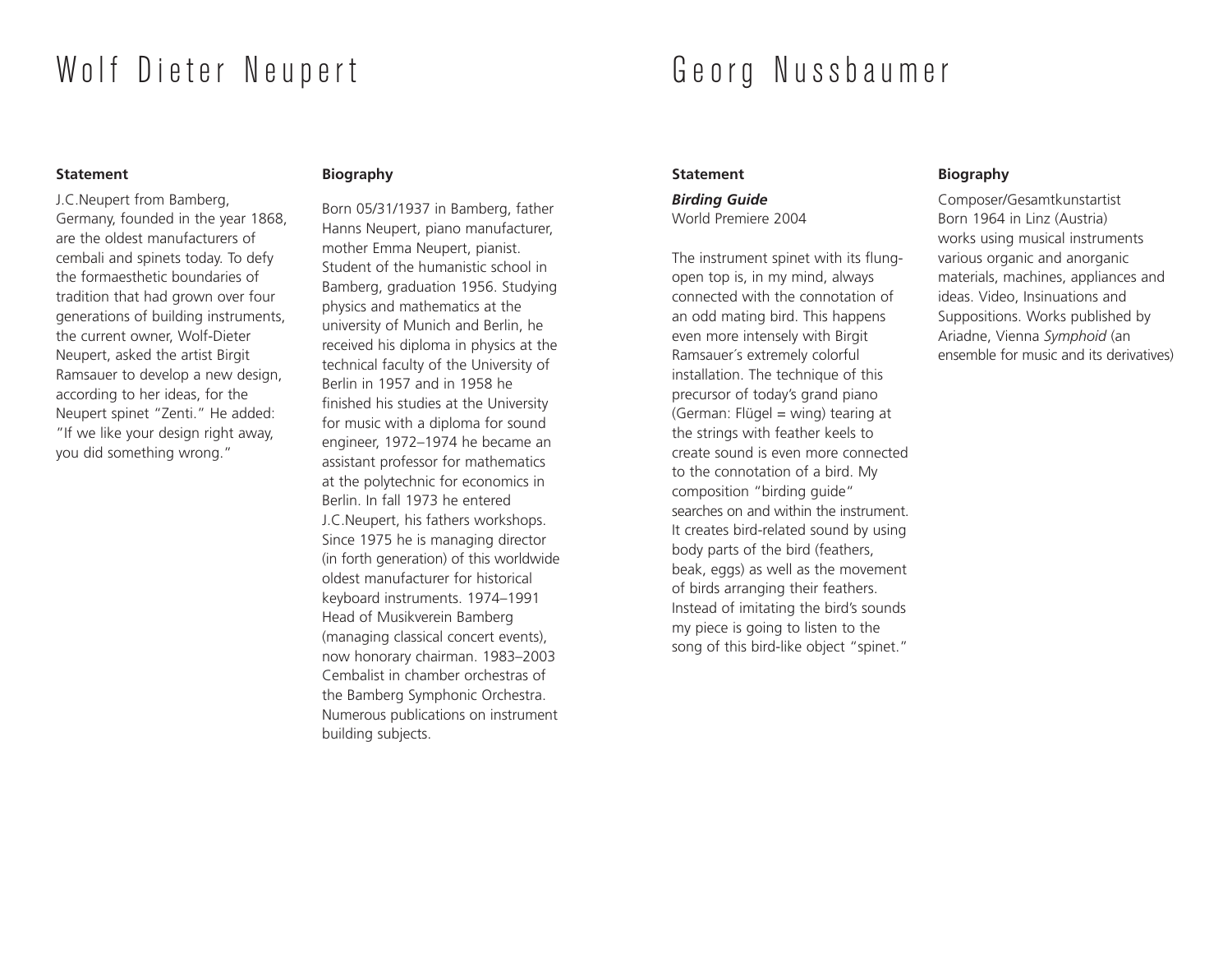# Wolf Dieter Neupert

### Statement

J.C.Neupert from Bamberg, Germany, founded in the year 1868, are the oldest manufacturers of cembali and spinets today. To defy the formaesthetic boundaries of tradition that had grown over four generations of building instruments, the current owner, Wolf-Dieter Neupert, asked the artist Birgit Ramsauer to develop a new design, according to her ideas, for the Neupert spinet "Zenti." He added: "If we like your design right away, you did something wrong."

### Biography

Born 05/31/1937 in Bamberg, father Hanns Neupert, piano manufacturer, mother Emma Neupert, pianist. Student of the humanistic school in Bamberg, graduation 1956. Studying physics and mathematics at the university of Munich and Berlin, he received his diploma in physics at the technical faculty of the University of Berlin in 1957 and in 1958 he finished his studies at the University for music with a diploma for sound engineer, 1972–1974 he became an assistant professor for mathematics at the polytechnic for economics in Berlin. In fall 1973 he entered J.C.Neupert, his fathers workshops. Since 1975 he is managing director (in forth generation) of this worldwide oldest manufacturer for historical keyboard instruments. 1974–1991 Head of Musikverein Bamberg (managing classical concert events), now honorary chairman. 1983–2003 Cembalist in chamber orchestras of the Bamberg Symphonic Orchestra. Numerous publications on instrument building subjects.

# Georg Nussbaumer

### Statement

***Birding Guide***
World Premiere 2004

The instrument spinet with its flung-open top is, in my mind, always connected with the connotation of an odd mating bird. This happens even more intensely with Birgit Ramsauer´s extremely colorful installation. The technique of this precursor of today's grand piano (German: Flügel = wing) tearing at the strings with feather keels to create sound is even more connected to the connotation of a bird. My composition "birding guide" searches on and within the instrument. It creates bird-related sound by using body parts of the bird (feathers, beak, eggs) as well as the movement of birds arranging their feathers. Instead of imitating the bird's sounds my piece is going to listen to the song of this bird-like object "spinet."

### Biography

Composer/Gesamtkunstartist
Born 1964 in Linz (Austria)
works using musical instruments various organic and anorganic materials, machines, appliances and ideas. Video, Insinuations and Suppositions. Works published by Ariadne, Vienna *Symphoid* (an ensemble for music and its derivatives)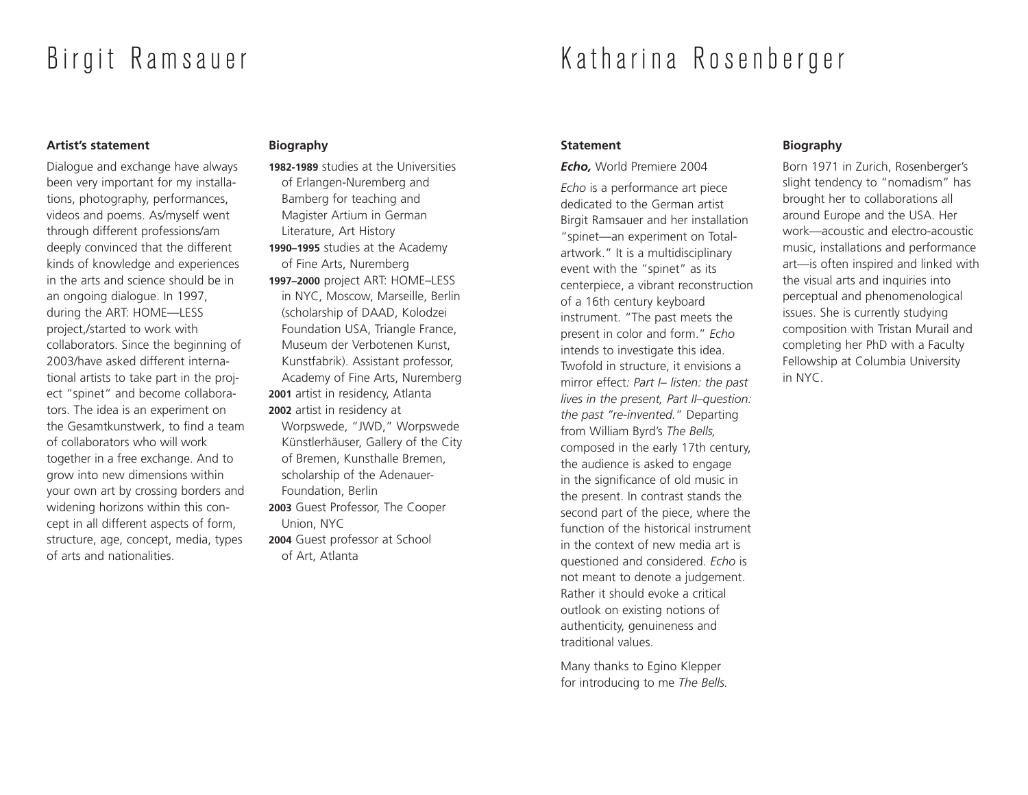# Birgit Ramsauer

### Artist's statement

Dialogue and exchange have always been very important for my installations, photography, performances, videos and poems. As/myself went through different professions/am deeply convinced that the different kinds of knowledge and experiences in the arts and science should be in an ongoing dialogue. In 1997, during the ART: HOME—LESS project,/started to work with collaborators. Since the beginning of 2003/have asked different international artists to take part in the project "spinet" and become collaborators. The idea is an experiment on the Gesamtkunstwerk, to find a team of collaborators who will work together in a free exchange. And to grow into new dimensions within your own art by crossing borders and widening horizons within this concept in all different aspects of form, structure, age, concept, media, types of arts and nationalities.

### Biography

**1982-1989** studies at the Universities of Erlangen-Nuremberg and Bamberg for teaching and Magister Artium in German Literature, Art History

**1990–1995** studies at the Academy of Fine Arts, Nuremberg

**1997–2000** project ART: HOME–LESS in NYC, Moscow, Marseille, Berlin (scholarship of DAAD, Kolodzei Foundation USA, Triangle France, Museum der Verbotenen Kunst, Kunstfabrik). Assistant professor, Academy of Fine Arts, Nuremberg

**2001** artist in residency, Atlanta

**2002** artist in residency at Worpswede, "JWD," Worpswede Künstlerhäuser, Gallery of the City of Bremen, Kunsthalle Bremen, scholarship of the Adenauer-Foundation, Berlin

**2003** Guest Professor, The Cooper Union, NYC

**2004** Guest professor at School of Art, Atlanta

# Katharina Rosenberger

### Statement

***Echo,*** World Premiere 2004

*Echo* is a performance art piece dedicated to the German artist Birgit Ramsauer and her installation "spinet—an experiment on Total-artwork." It is a multidisciplinary event with the "spinet" as its centerpiece, a vibrant reconstruction of a 16th century keyboard instrument. "The past meets the present in color and form." *Echo* intends to investigate this idea. Twofold in structure, it envisions a mirror effect*: Part I– listen: the past lives in the present, Part II–question: the past "re-invented.*" Departing from William Byrd's *The Bells,* composed in the early 17th century, the audience is asked to engage in the significance of old music in the present. In contrast stands the second part of the piece, where the function of the historical instrument in the context of new media art is questioned and considered. *Echo* is not meant to denote a judgement. Rather it should evoke a critical outlook on existing notions of authenticity, genuineness and traditional values.

Many thanks to Egino Klepper for introducing to me *The Bells.*

### Biography

Born 1971 in Zurich, Rosenberger's slight tendency to "nomadism" has brought her to collaborations all around Europe and the USA. Her work—acoustic and electro-acoustic music, installations and performance art—is often inspired and linked with the visual arts and inquiries into perceptual and phenomenological issues. She is currently studying composition with Tristan Murail and completing her PhD with a Faculty Fellowship at Columbia University in NYC.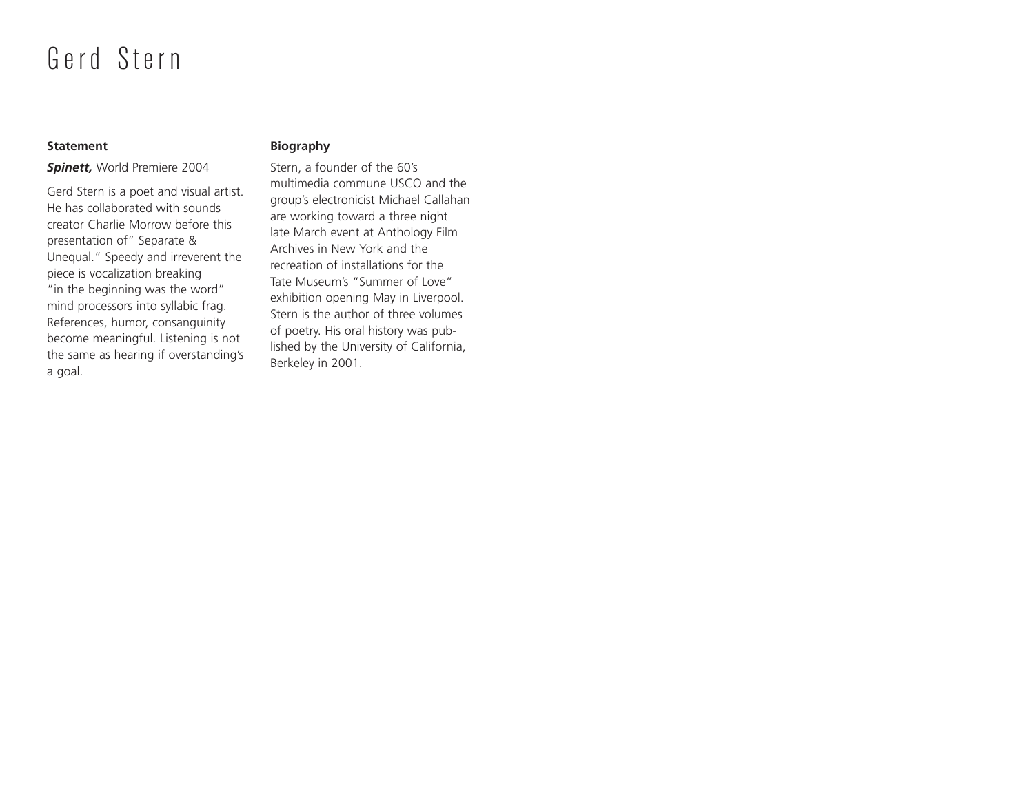# Gerd Stern

**Statement**

***Spinett,*** World Premiere 2004

Gerd Stern is a poet and visual artist. He has collaborated with sounds creator Charlie Morrow before this presentation of" Separate & Unequal." Speedy and irreverent the piece is vocalization breaking "in the beginning was the word" mind processors into syllabic frag. References, humor, consanguinity become meaningful. Listening is not the same as hearing if overstanding's a goal.

**Biography**

Stern, a founder of the 60's multimedia commune USCO and the group's electronicist Michael Callahan are working toward a three night late March event at Anthology Film Archives in New York and the recreation of installations for the Tate Museum's "Summer of Love" exhibition opening May in Liverpool. Stern is the author of three volumes of poetry. His oral history was published by the University of California, Berkeley in 2001.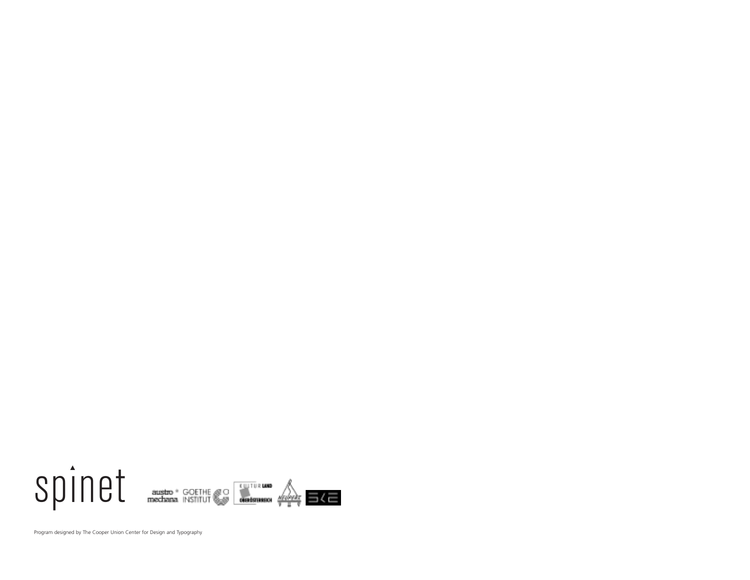spinet

austro mechana GOETHE INSTITUT

KULTUR LAND OBERÖSTERREICH

Program designed by The Cooper Union Center for Design and Typography